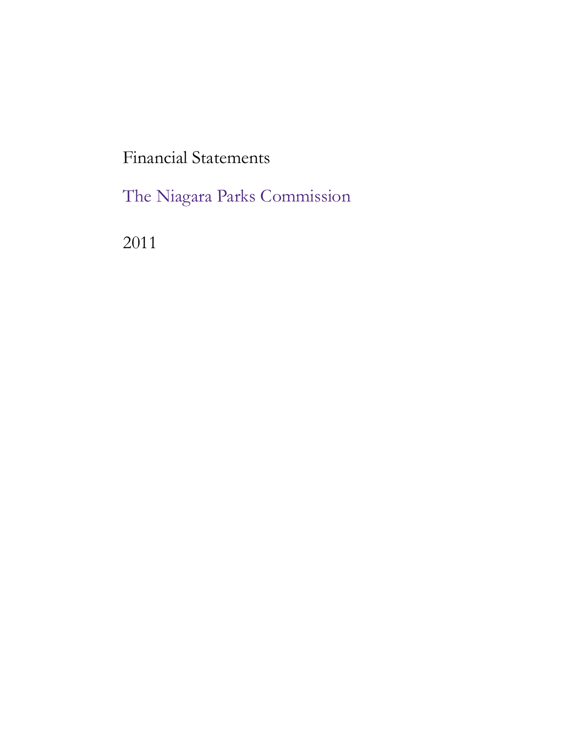# Financial Statements

## The Niagara Parks Commission

2011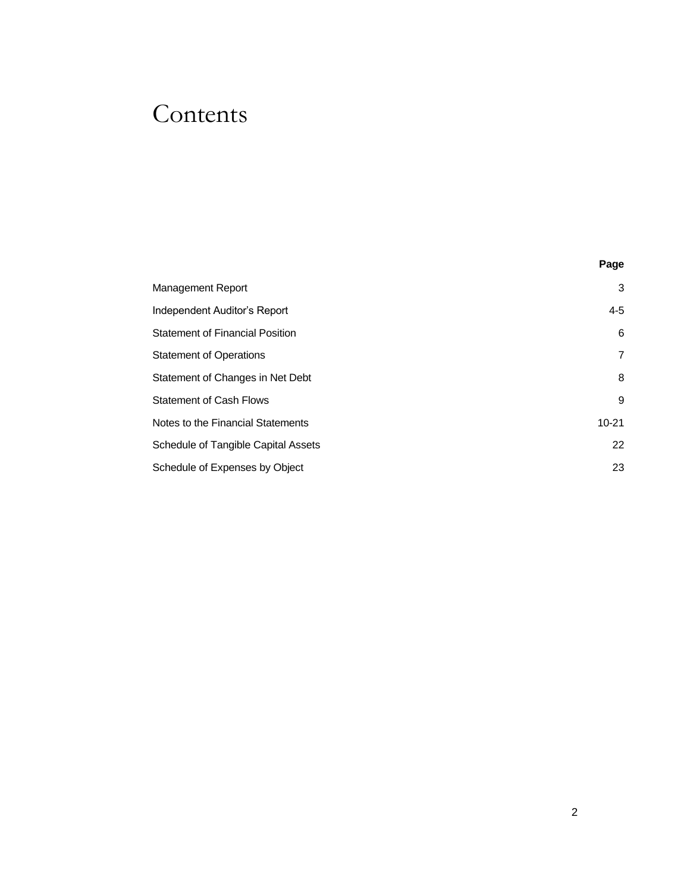# Contents

| | Page |
|---|---|
| Management Report | 3 |
| Independent Auditor’s Report | 4-5 |
| Statement of Financial Position | 6 |
| Statement of Operations | 7 |
| Statement of Changes in Net Debt | 8 |
| Statement of Cash Flows | 9 |
| Notes to the Financial Statements | 10-21 |
| Schedule of Tangible Capital Assets | 22 |
| Schedule of Expenses by Object | 23 |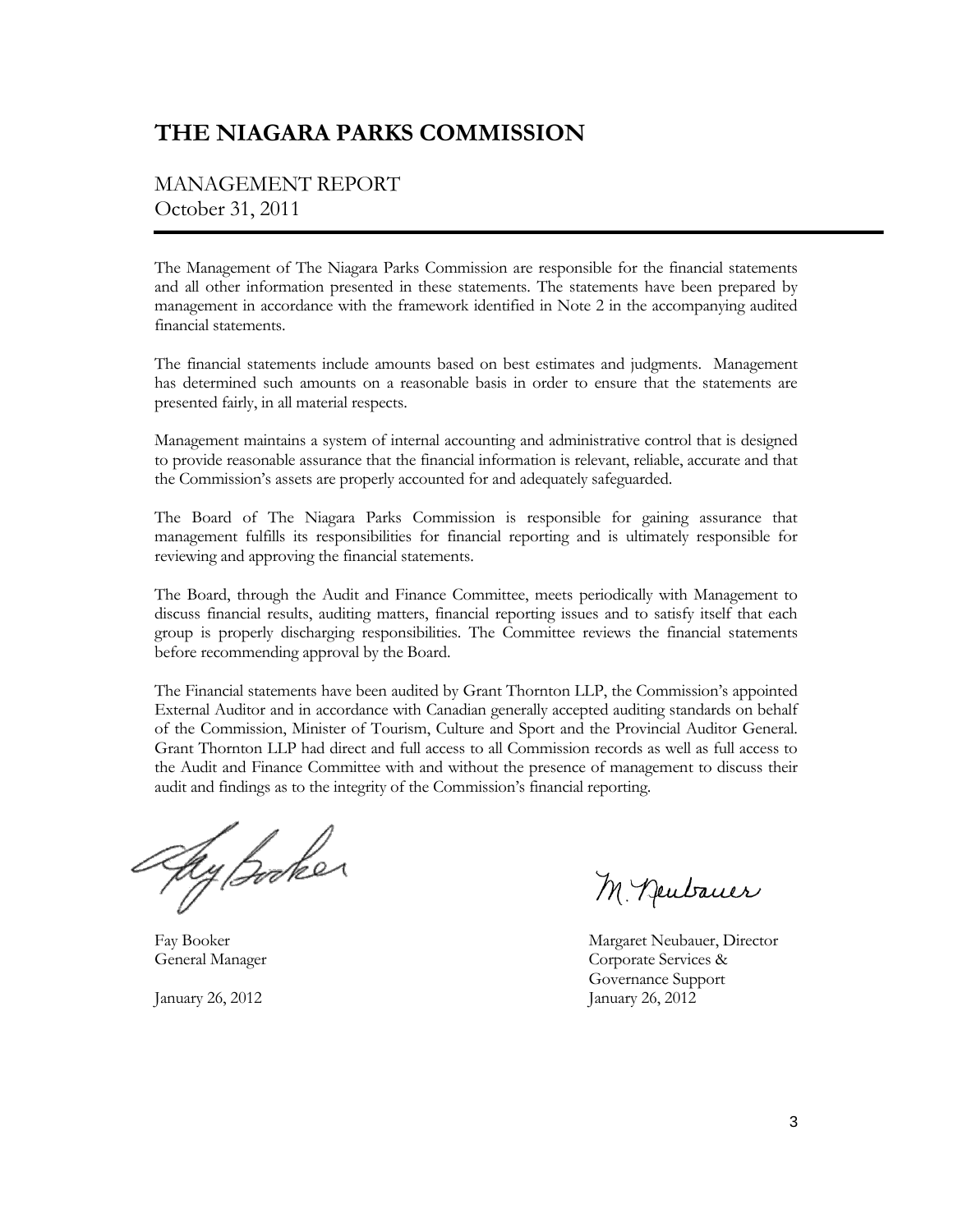# THE NIAGARA PARKS COMMISSION

## MANAGEMENT REPORT
October 31, 2011

The Management of The Niagara Parks Commission are responsible for the financial statements and all other information presented in these statements. The statements have been prepared by management in accordance with the framework identified in Note 2 in the accompanying audited financial statements.

The financial statements include amounts based on best estimates and judgments. Management has determined such amounts on a reasonable basis in order to ensure that the statements are presented fairly, in all material respects.

Management maintains a system of internal accounting and administrative control that is designed to provide reasonable assurance that the financial information is relevant, reliable, accurate and that the Commission's assets are properly accounted for and adequately safeguarded.

The Board of The Niagara Parks Commission is responsible for gaining assurance that management fulfills its responsibilities for financial reporting and is ultimately responsible for reviewing and approving the financial statements.

The Board, through the Audit and Finance Committee, meets periodically with Management to discuss financial results, auditing matters, financial reporting issues and to satisfy itself that each group is properly discharging responsibilities. The Committee reviews the financial statements before recommending approval by the Board.

The Financial statements have been audited by Grant Thornton LLP, the Commission's appointed External Auditor and in accordance with Canadian generally accepted auditing standards on behalf of the Commission, Minister of Tourism, Culture and Sport and the Provincial Auditor General. Grant Thornton LLP had direct and full access to all Commission records as well as full access to the Audit and Finance Committee with and without the presence of management to discuss their audit and findings as to the integrity of the Commission's financial reporting.

Fay Booker
General Manager
January 26, 2012

Margaret Neubauer, Director
Corporate Services &
Governance Support
January 26, 2012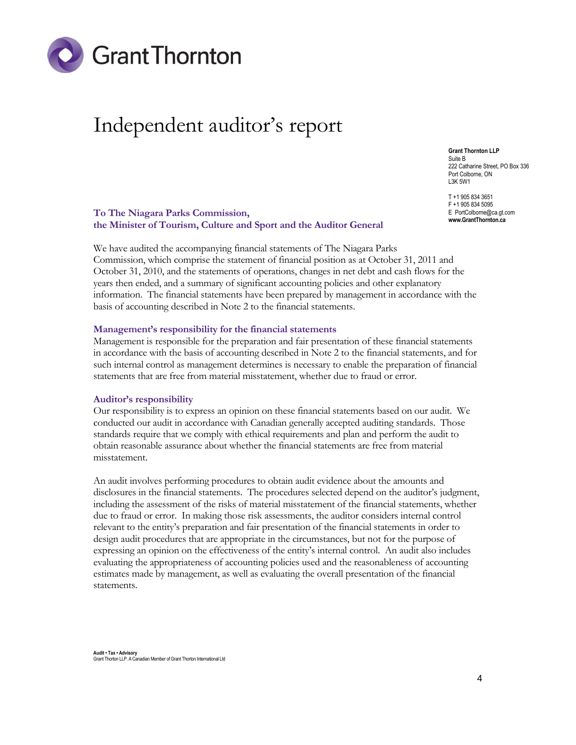Grant Thornton

# Independent auditor's report

**Grant Thornton LLP**
Suite B
222 Catharine Street, PO Box 336
Port Colborne, ON
L3K 5W1

T +1 905 834 3651
F +1 905 834 5095
E PortColborne@ca.gt.com
**www.GrantThornton.ca**

**To The Niagara Parks Commission,**
**the Minister of Tourism, Culture and Sport and the Auditor General**

We have audited the accompanying financial statements of The Niagara Parks Commission, which comprise the statement of financial position as at October 31, 2011 and October 31, 2010, and the statements of operations, changes in net debt and cash flows for the years then ended, and a summary of significant accounting policies and other explanatory information. The financial statements have been prepared by management in accordance with the basis of accounting described in Note 2 to the financial statements.

## Management's responsibility for the financial statements

Management is responsible for the preparation and fair presentation of these financial statements in accordance with the basis of accounting described in Note 2 to the financial statements, and for such internal control as management determines is necessary to enable the preparation of financial statements that are free from material misstatement, whether due to fraud or error.

## Auditor's responsibility

Our responsibility is to express an opinion on these financial statements based on our audit. We conducted our audit in accordance with Canadian generally accepted auditing standards. Those standards require that we comply with ethical requirements and plan and perform the audit to obtain reasonable assurance about whether the financial statements are free from material misstatement.

An audit involves performing procedures to obtain audit evidence about the amounts and disclosures in the financial statements. The procedures selected depend on the auditor's judgment, including the assessment of the risks of material misstatement of the financial statements, whether due to fraud or error. In making those risk assessments, the auditor considers internal control relevant to the entity's preparation and fair presentation of the financial statements in order to design audit procedures that are appropriate in the circumstances, but not for the purpose of expressing an opinion on the effectiveness of the entity's internal control. An audit also includes evaluating the appropriateness of accounting policies used and the reasonableness of accounting estimates made by management, as well as evaluating the overall presentation of the financial statements.

**Audit • Tax • Advisory**
Grant Thornton LLP. A Canadian Member of Grant Thornton International Ltd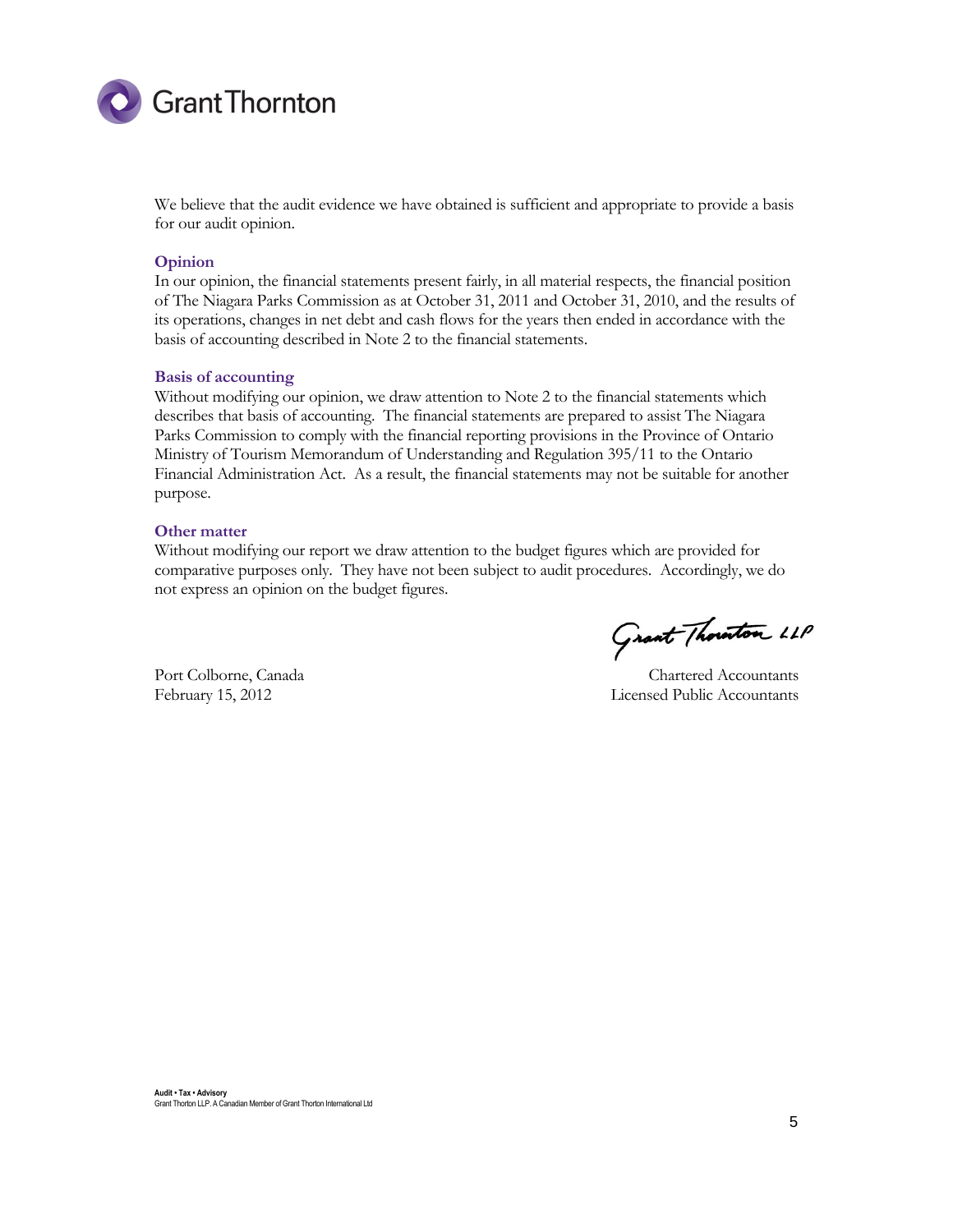We believe that the audit evidence we have obtained is sufficient and appropriate to provide a basis for our audit opinion.

### Opinion

In our opinion, the financial statements present fairly, in all material respects, the financial position of The Niagara Parks Commission as at October 31, 2011 and October 31, 2010, and the results of its operations, changes in net debt and cash flows for the years then ended in accordance with the basis of accounting described in Note 2 to the financial statements.

### Basis of accounting

Without modifying our opinion, we draw attention to Note 2 to the financial statements which describes that basis of accounting. The financial statements are prepared to assist The Niagara Parks Commission to comply with the financial reporting provisions in the Province of Ontario Ministry of Tourism Memorandum of Understanding and Regulation 395/11 to the Ontario Financial Administration Act. As a result, the financial statements may not be suitable for another purpose.

### Other matter

Without modifying our report we draw attention to the budget figures which are provided for comparative purposes only. They have not been subject to audit procedures. Accordingly, we do not express an opinion on the budget figures.

Grant Thornton LLP

Port Colborne, Canada
February 15, 2012

Chartered Accountants
Licensed Public Accountants

**Audit • Tax • Advisory**
Grant Thornton LLP. A Canadian Member of Grant Thornton International Ltd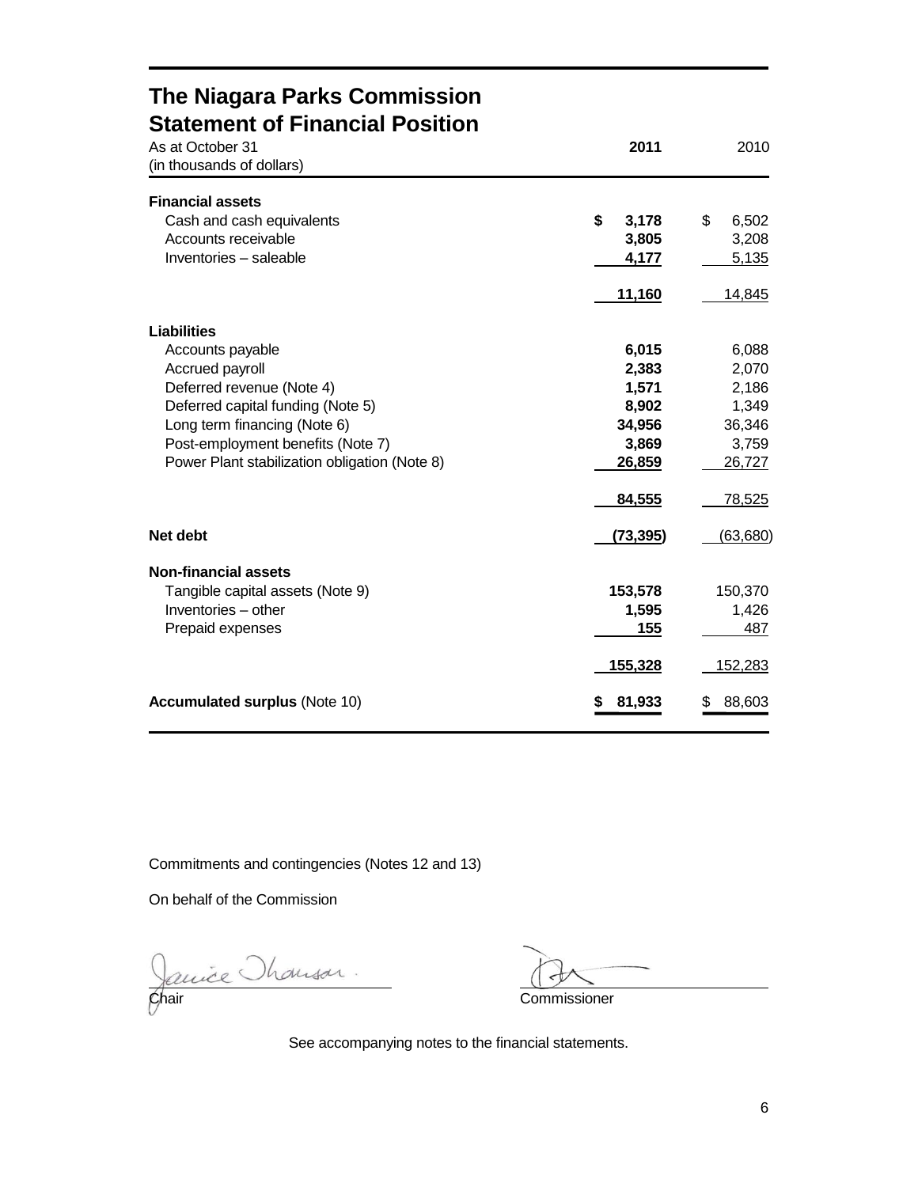# The Niagara Parks Commission
## Statement of Financial Position

| As at October 31<br>(in thousands of dollars) | 2011 | 2010 |
|---|---|---|
| **Financial assets** | | |
| Cash and cash equivalents | **$ 3,178** | $ 6,502 |
| Accounts receivable | **3,805** | 3,208 |
| Inventories – saleable | **4,177** | 5,135 |
| | **11,160** | 14,845 |
| **Liabilities** | | |
| Accounts payable | **6,015** | 6,088 |
| Accrued payroll | **2,383** | 2,070 |
| Deferred revenue (Note 4) | **1,571** | 2,186 |
| Deferred capital funding (Note 5) | **8,902** | 1,349 |
| Long term financing (Note 6) | **34,956** | 36,346 |
| Post-employment benefits (Note 7) | **3,869** | 3,759 |
| Power Plant stabilization obligation (Note 8) | **26,859** | 26,727 |
| | **84,555** | 78,525 |
| **Net debt** | **(73,395)** | (63,680) |
| **Non-financial assets** | | |
| Tangible capital assets (Note 9) | **153,578** | 150,370 |
| Inventories – other | **1,595** | 1,426 |
| Prepaid expenses | **155** | 487 |
| | **155,328** | 152,283 |
| **Accumulated surplus** (Note 10) | **$ 81,933** | $ 88,603 |

Commitments and contingencies (Notes 12 and 13)

On behalf of the Commission

Janice Thomson

Chair

Commissioner

See accompanying notes to the financial statements.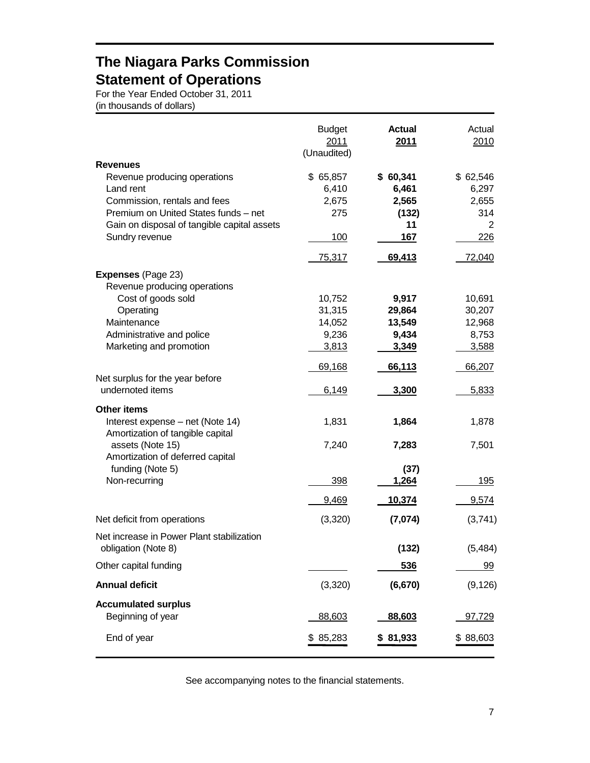# The Niagara Parks Commission
# Statement of Operations

For the Year Ended October 31, 2011
(in thousands of dollars)

| | Budget 2011 (Unaudited) | **Actual 2011** | Actual 2010 |
|---|---|---|---|
| **Revenues** | | | |
| Revenue producing operations | $ 65,857 | **$ 60,341** | $ 62,546 |
| Land rent | 6,410 | **6,461** | 6,297 |
| Commission, rentals and fees | 2,675 | **2,565** | 2,655 |
| Premium on United States funds – net | 275 | **(132)** | 314 |
| Gain on disposal of tangible capital assets | | **11** | 2 |
| Sundry revenue | 100 | **167** | 226 |
| | 75,317 | **69,413** | 72,040 |
| **Expenses** (Page 23) | | | |
| Revenue producing operations | | | |
| Cost of goods sold | 10,752 | **9,917** | 10,691 |
| Operating | 31,315 | **29,864** | 30,207 |
| Maintenance | 14,052 | **13,549** | 12,968 |
| Administrative and police | 9,236 | **9,434** | 8,753 |
| Marketing and promotion | 3,813 | **3,349** | 3,588 |
| | 69,168 | **66,113** | 66,207 |
| Net surplus for the year before undernoted items | 6,149 | **3,300** | 5,833 |
| **Other items** | | | |
| Interest expense – net (Note 14) | 1,831 | **1,864** | 1,878 |
| Amortization of tangible capital assets (Note 15) | 7,240 | **7,283** | 7,501 |
| Amortization of deferred capital funding (Note 5) | | **(37)** | |
| Non-recurring | 398 | **1,264** | 195 |
| | 9,469 | **10,374** | 9,574 |
| Net deficit from operations | (3,320) | **(7,074)** | (3,741) |
| Net increase in Power Plant stabilization obligation (Note 8) | | **(132)** | (5,484) |
| Other capital funding | | **536** | 99 |
| **Annual deficit** | (3,320) | **(6,670)** | (9,126) |
| **Accumulated surplus** | | | |
| Beginning of year | 88,603 | **88,603** | 97,729 |
| End of year | $ 85,283 | **$ 81,933** | $ 88,603 |

See accompanying notes to the financial statements.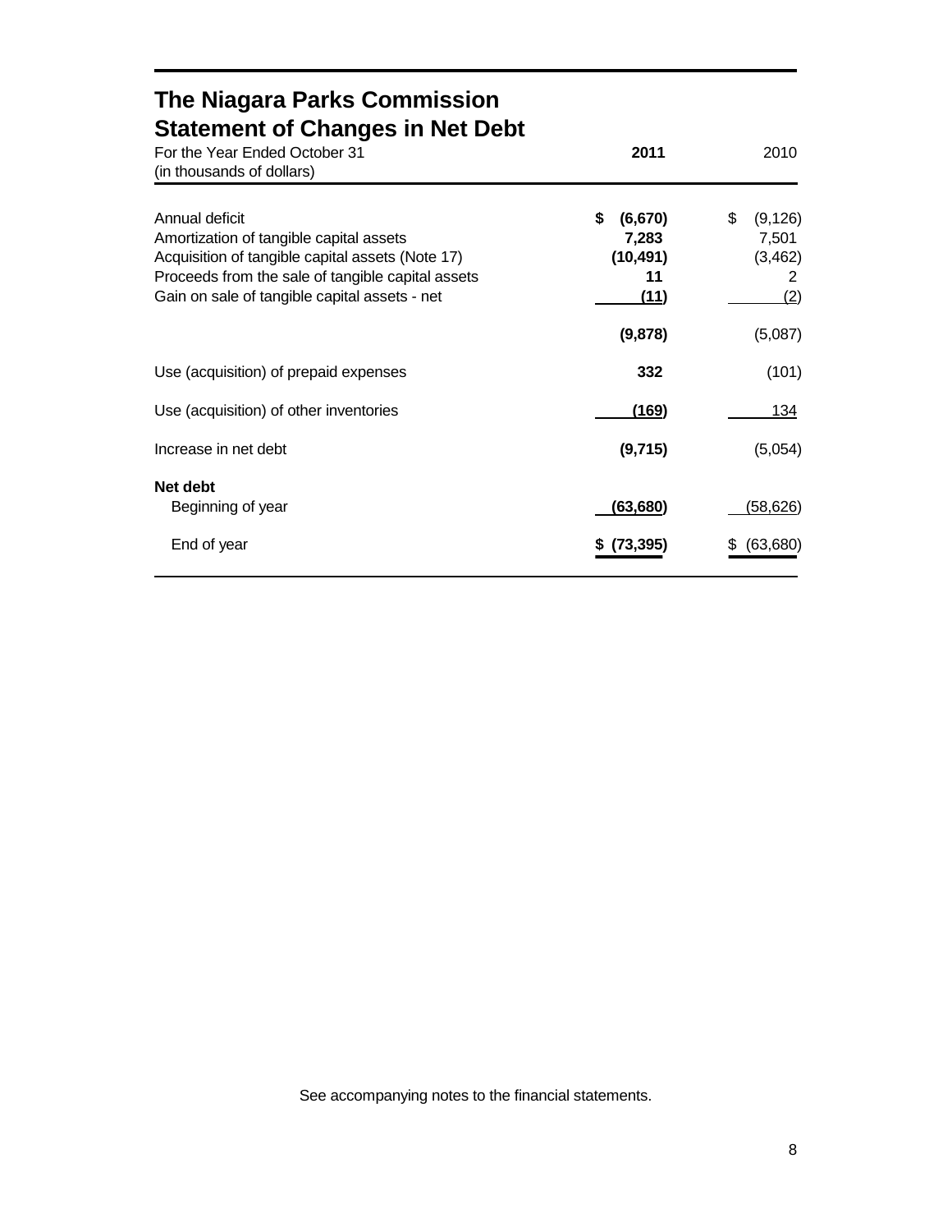# The Niagara Parks Commission

## Statement of Changes in Net Debt

For the Year Ended October 31
(in thousands of dollars)

| | 2011 | 2010 |
|---|---|---|
| Annual deficit | $ (6,670) | $ (9,126) |
| Amortization of tangible capital assets | 7,283 | 7,501 |
| Acquisition of tangible capital assets (Note 17) | (10,491) | (3,462) |
| Proceeds from the sale of tangible capital assets | 11 | 2 |
| Gain on sale of tangible capital assets - net | (11) | (2) |
| | (9,878) | (5,087) |
| Use (acquisition) of prepaid expenses | 332 | (101) |
| Use (acquisition) of other inventories | (169) | 134 |
| Increase in net debt | (9,715) | (5,054) |
| **Net debt** | | |
| Beginning of year | (63,680) | (58,626) |
| End of year | $ (73,395) | $ (63,680) |

See accompanying notes to the financial statements.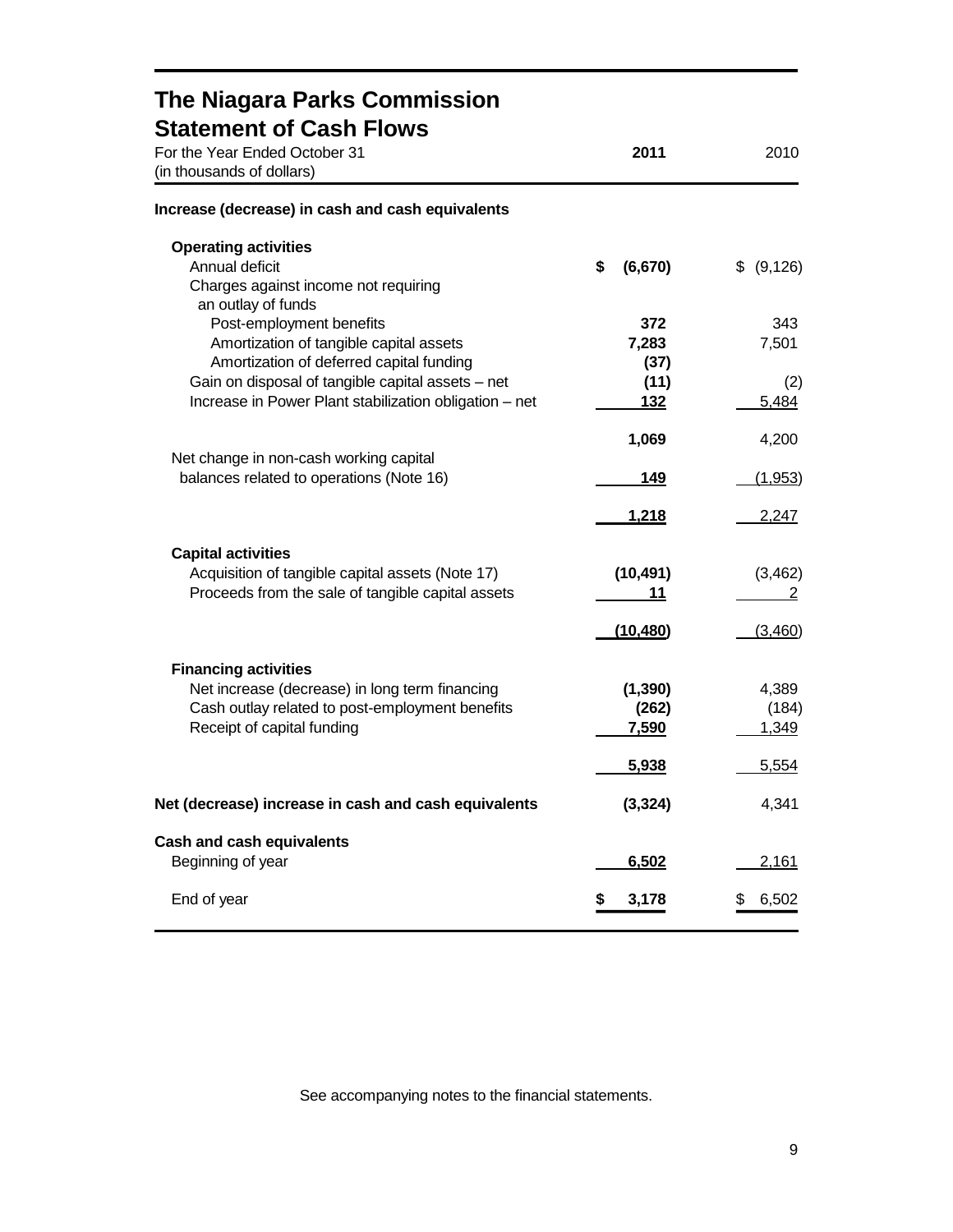# The Niagara Parks Commission

## Statement of Cash Flows

For the Year Ended October 31
(in thousands of dollars)

| | **2011** | 2010 |
|---|---|---|
| **Increase (decrease) in cash and cash equivalents** | | |
| **Operating activities** | | |
| Annual deficit | **$ (6,670)** | $ (9,126) |
| Charges against income not requiring an outlay of funds | | |
| Post-employment benefits | **372** | 343 |
| Amortization of tangible capital assets | **7,283** | 7,501 |
| Amortization of deferred capital funding | **(37)** | |
| Gain on disposal of tangible capital assets – net | **(11)** | (2) |
| Increase in Power Plant stabilization obligation – net | **132** | 5,484 |
| | **1,069** | 4,200 |
| Net change in non-cash working capital balances related to operations (Note 16) | **149** | (1,953) |
| | **1,218** | 2,247 |
| **Capital activities** | | |
| Acquisition of tangible capital assets (Note 17) | **(10,491)** | (3,462) |
| Proceeds from the sale of tangible capital assets | **11** | 2 |
| | **(10,480)** | (3,460) |
| **Financing activities** | | |
| Net increase (decrease) in long term financing | **(1,390)** | 4,389 |
| Cash outlay related to post-employment benefits | **(262)** | (184) |
| Receipt of capital funding | **7,590** | 1,349 |
| | **5,938** | 5,554 |
| **Net (decrease) increase in cash and cash equivalents** | **(3,324)** | 4,341 |
| **Cash and cash equivalents** | | |
| Beginning of year | **6,502** | 2,161 |
| End of year | **$ 3,178** | $ 6,502 |

See accompanying notes to the financial statements.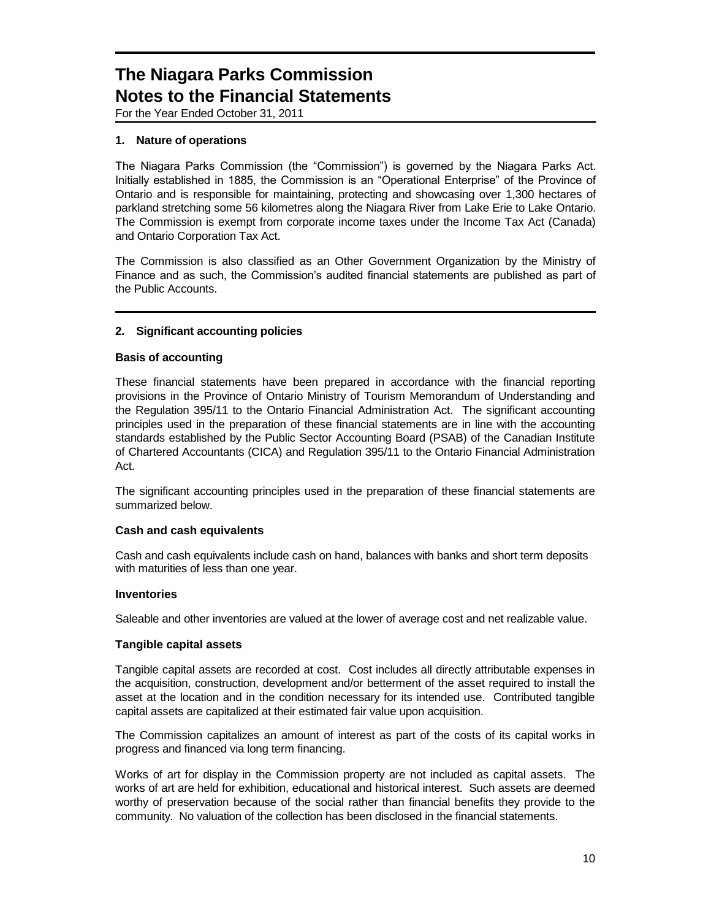# The Niagara Parks Commission
# Notes to the Financial Statements

For the Year Ended October 31, 2011

## 1. Nature of operations

The Niagara Parks Commission (the "Commission") is governed by the Niagara Parks Act. Initially established in 1885, the Commission is an "Operational Enterprise" of the Province of Ontario and is responsible for maintaining, protecting and showcasing over 1,300 hectares of parkland stretching some 56 kilometres along the Niagara River from Lake Erie to Lake Ontario. The Commission is exempt from corporate income taxes under the Income Tax Act (Canada) and Ontario Corporation Tax Act.

The Commission is also classified as an Other Government Organization by the Ministry of Finance and as such, the Commission's audited financial statements are published as part of the Public Accounts.

## 2. Significant accounting policies

### Basis of accounting

These financial statements have been prepared in accordance with the financial reporting provisions in the Province of Ontario Ministry of Tourism Memorandum of Understanding and the Regulation 395/11 to the Ontario Financial Administration Act. The significant accounting principles used in the preparation of these financial statements are in line with the accounting standards established by the Public Sector Accounting Board (PSAB) of the Canadian Institute of Chartered Accountants (CICA) and Regulation 395/11 to the Ontario Financial Administration Act.

The significant accounting principles used in the preparation of these financial statements are summarized below.

### Cash and cash equivalents

Cash and cash equivalents include cash on hand, balances with banks and short term deposits with maturities of less than one year.

### Inventories

Saleable and other inventories are valued at the lower of average cost and net realizable value.

### Tangible capital assets

Tangible capital assets are recorded at cost. Cost includes all directly attributable expenses in the acquisition, construction, development and/or betterment of the asset required to install the asset at the location and in the condition necessary for its intended use. Contributed tangible capital assets are capitalized at their estimated fair value upon acquisition.

The Commission capitalizes an amount of interest as part of the costs of its capital works in progress and financed via long term financing.

Works of art for display in the Commission property are not included as capital assets. The works of art are held for exhibition, educational and historical interest. Such assets are deemed worthy of preservation because of the social rather than financial benefits they provide to the community. No valuation of the collection has been disclosed in the financial statements.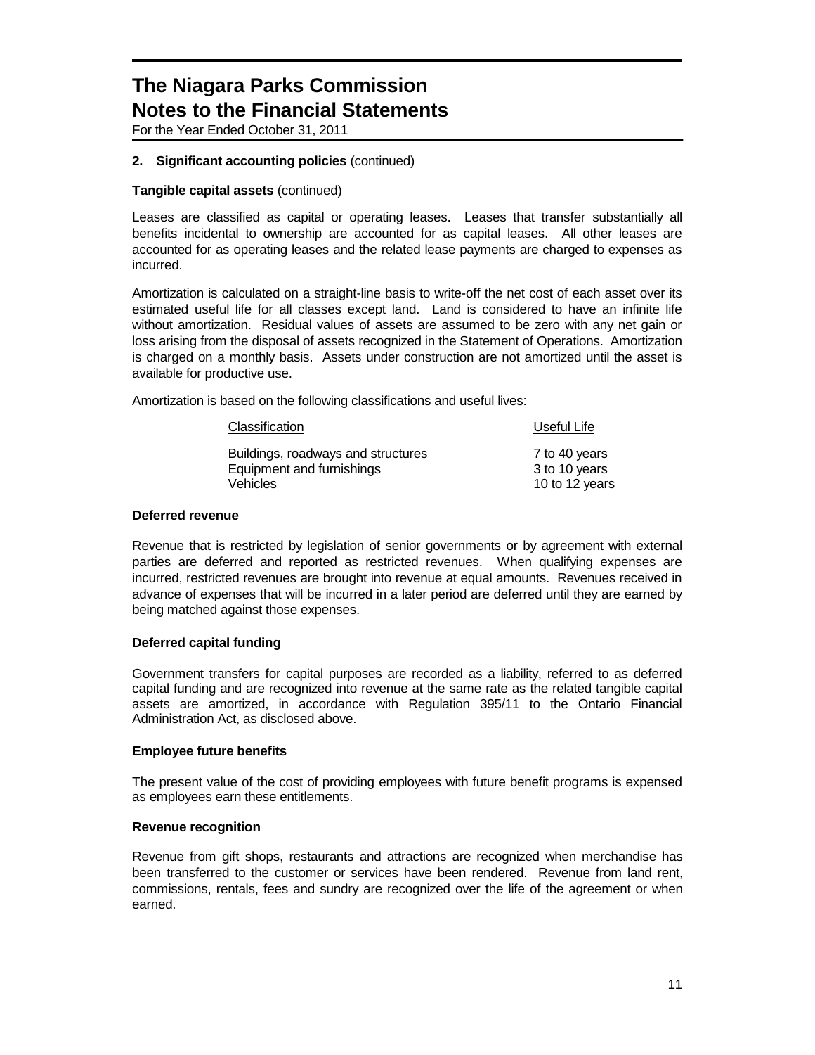# The Niagara Parks Commission
# Notes to the Financial Statements

For the Year Ended October 31, 2011

**2. Significant accounting policies** (continued)

**Tangible capital assets** (continued)

Leases are classified as capital or operating leases. Leases that transfer substantially all benefits incidental to ownership are accounted for as capital leases. All other leases are accounted for as operating leases and the related lease payments are charged to expenses as incurred.

Amortization is calculated on a straight-line basis to write-off the net cost of each asset over its estimated useful life for all classes except land. Land is considered to have an infinite life without amortization. Residual values of assets are assumed to be zero with any net gain or loss arising from the disposal of assets recognized in the Statement of Operations. Amortization is charged on a monthly basis. Assets under construction are not amortized until the asset is available for productive use.

Amortization is based on the following classifications and useful lives:

| Classification | Useful Life |
| --- | --- |
| Buildings, roadways and structures | 7 to 40 years |
| Equipment and furnishings | 3 to 10 years |
| Vehicles | 10 to 12 years |

**Deferred revenue**

Revenue that is restricted by legislation of senior governments or by agreement with external parties are deferred and reported as restricted revenues. When qualifying expenses are incurred, restricted revenues are brought into revenue at equal amounts. Revenues received in advance of expenses that will be incurred in a later period are deferred until they are earned by being matched against those expenses.

**Deferred capital funding**

Government transfers for capital purposes are recorded as a liability, referred to as deferred capital funding and are recognized into revenue at the same rate as the related tangible capital assets are amortized, in accordance with Regulation 395/11 to the Ontario Financial Administration Act, as disclosed above.

**Employee future benefits**

The present value of the cost of providing employees with future benefit programs is expensed as employees earn these entitlements.

**Revenue recognition**

Revenue from gift shops, restaurants and attractions are recognized when merchandise has been transferred to the customer or services have been rendered. Revenue from land rent, commissions, rentals, fees and sundry are recognized over the life of the agreement or when earned.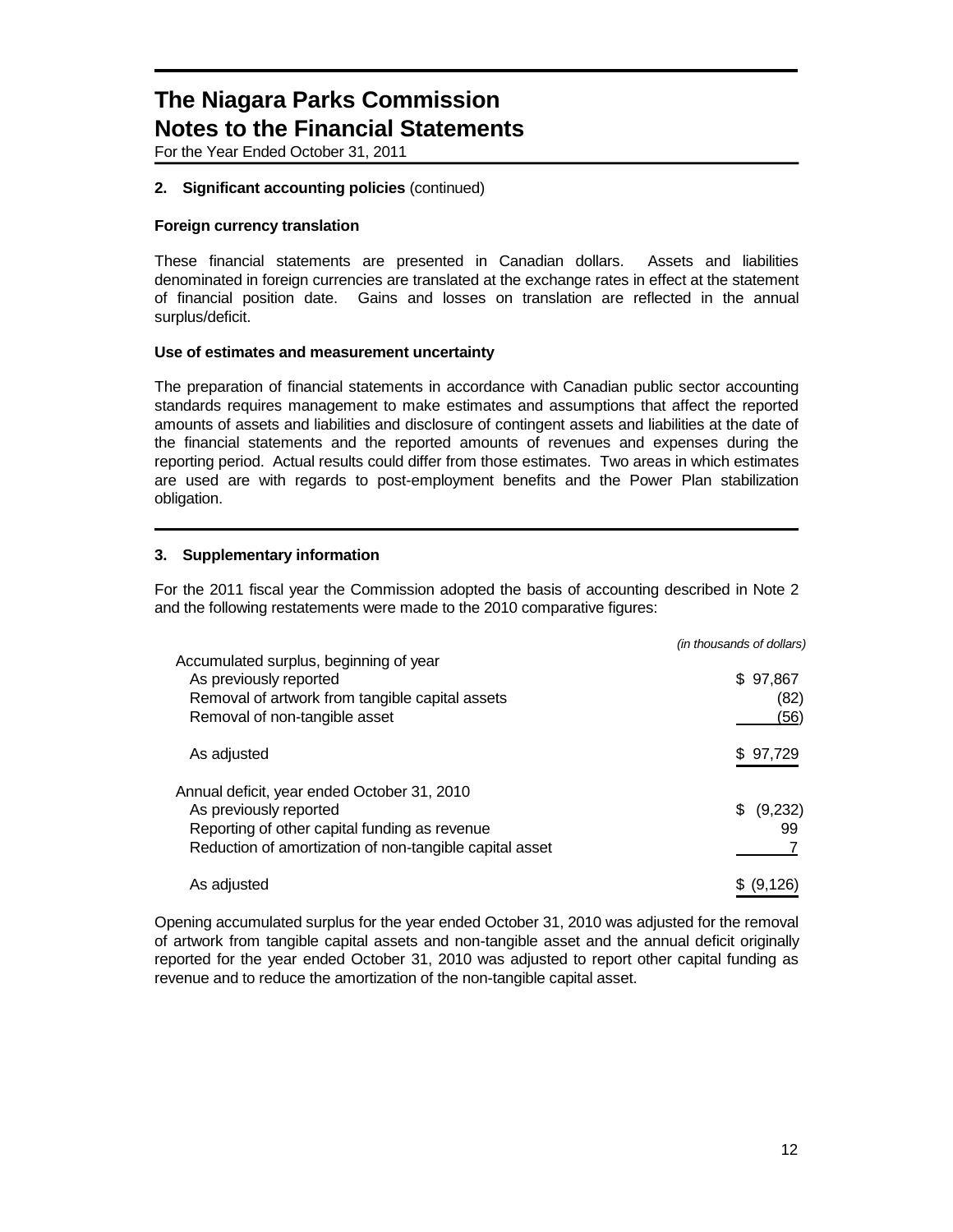# The Niagara Parks Commission
# Notes to the Financial Statements

For the Year Ended October 31, 2011

**2. Significant accounting policies** (continued)

**Foreign currency translation**

These financial statements are presented in Canadian dollars. Assets and liabilities denominated in foreign currencies are translated at the exchange rates in effect at the statement of financial position date. Gains and losses on translation are reflected in the annual surplus/deficit.

**Use of estimates and measurement uncertainty**

The preparation of financial statements in accordance with Canadian public sector accounting standards requires management to make estimates and assumptions that affect the reported amounts of assets and liabilities and disclosure of contingent assets and liabilities at the date of the financial statements and the reported amounts of revenues and expenses during the reporting period. Actual results could differ from those estimates. Two areas in which estimates are used are with regards to post-employment benefits and the Power Plan stabilization obligation.

**3. Supplementary information**

For the 2011 fiscal year the Commission adopted the basis of accounting described in Note 2 and the following restatements were made to the 2010 comparative figures:

| | *(in thousands of dollars)* |
|---|---|
| Accumulated surplus, beginning of year | |
| As previously reported | $ 97,867 |
| Removal of artwork from tangible capital assets | (82) |
| Removal of non-tangible asset | (56) |
| As adjusted | $ 97,729 |
| Annual deficit, year ended October 31, 2010 | |
| As previously reported | $ (9,232) |
| Reporting of other capital funding as revenue | 99 |
| Reduction of amortization of non-tangible capital asset | 7 |
| As adjusted | $ (9,126) |

Opening accumulated surplus for the year ended October 31, 2010 was adjusted for the removal of artwork from tangible capital assets and non-tangible asset and the annual deficit originally reported for the year ended October 31, 2010 was adjusted to report other capital funding as revenue and to reduce the amortization of the non-tangible capital asset.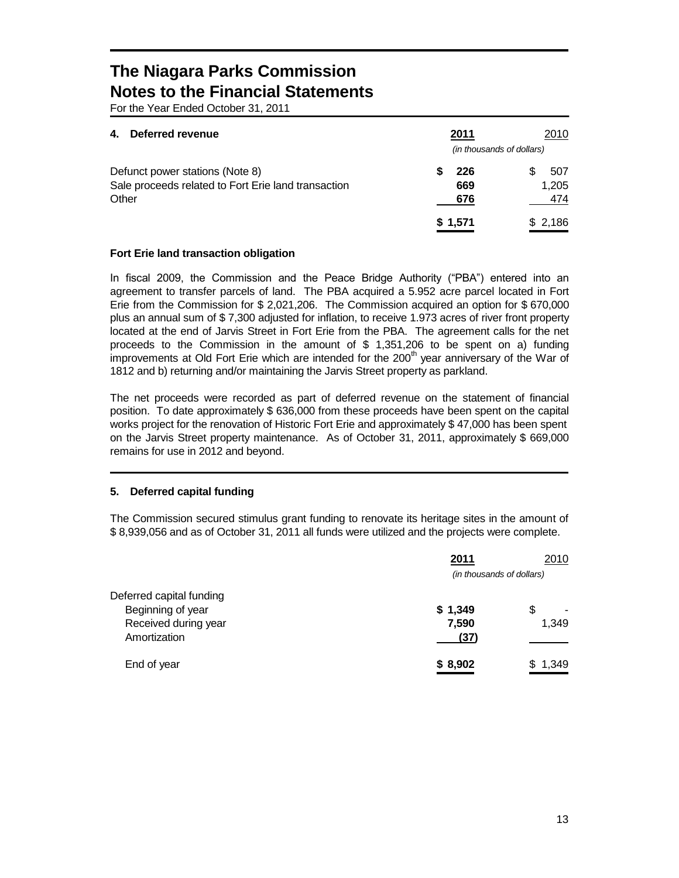# The Niagara Parks Commission
# Notes to the Financial Statements

For the Year Ended October 31, 2011

## 4. Deferred revenue

| | 2011 | 2010 |
|---|---|---|
| | *(in thousands of dollars)* | |
| Defunct power stations (Note 8) | $ 226 | $ 507 |
| Sale proceeds related to Fort Erie land transaction | 669 | 1,205 |
| Other | 676 | 474 |
| | $ 1,571 | $ 2,186 |

**Fort Erie land transaction obligation**

In fiscal 2009, the Commission and the Peace Bridge Authority ("PBA") entered into an agreement to transfer parcels of land. The PBA acquired a 5.952 acre parcel located in Fort Erie from the Commission for $ 2,021,206. The Commission acquired an option for $ 670,000 plus an annual sum of $ 7,300 adjusted for inflation, to receive 1.973 acres of river front property located at the end of Jarvis Street in Fort Erie from the PBA. The agreement calls for the net proceeds to the Commission in the amount of $ 1,351,206 to be spent on a) funding improvements at Old Fort Erie which are intended for the 200th year anniversary of the War of 1812 and b) returning and/or maintaining the Jarvis Street property as parkland.

The net proceeds were recorded as part of deferred revenue on the statement of financial position. To date approximately $ 636,000 from these proceeds have been spent on the capital works project for the renovation of Historic Fort Erie and approximately $ 47,000 has been spent on the Jarvis Street property maintenance. As of October 31, 2011, approximately $ 669,000 remains for use in 2012 and beyond.

## 5. Deferred capital funding

The Commission secured stimulus grant funding to renovate its heritage sites in the amount of $ 8,939,056 and as of October 31, 2011 all funds were utilized and the projects were complete.

| | 2011 | 2010 |
|---|---|---|
| | *(in thousands of dollars)* | |
| Deferred capital funding | | |
| Beginning of year | $ 1,349 | $ - |
| Received during year | 7,590 | 1,349 |
| Amortization | (37) | |
| End of year | $ 8,902 | $ 1,349 |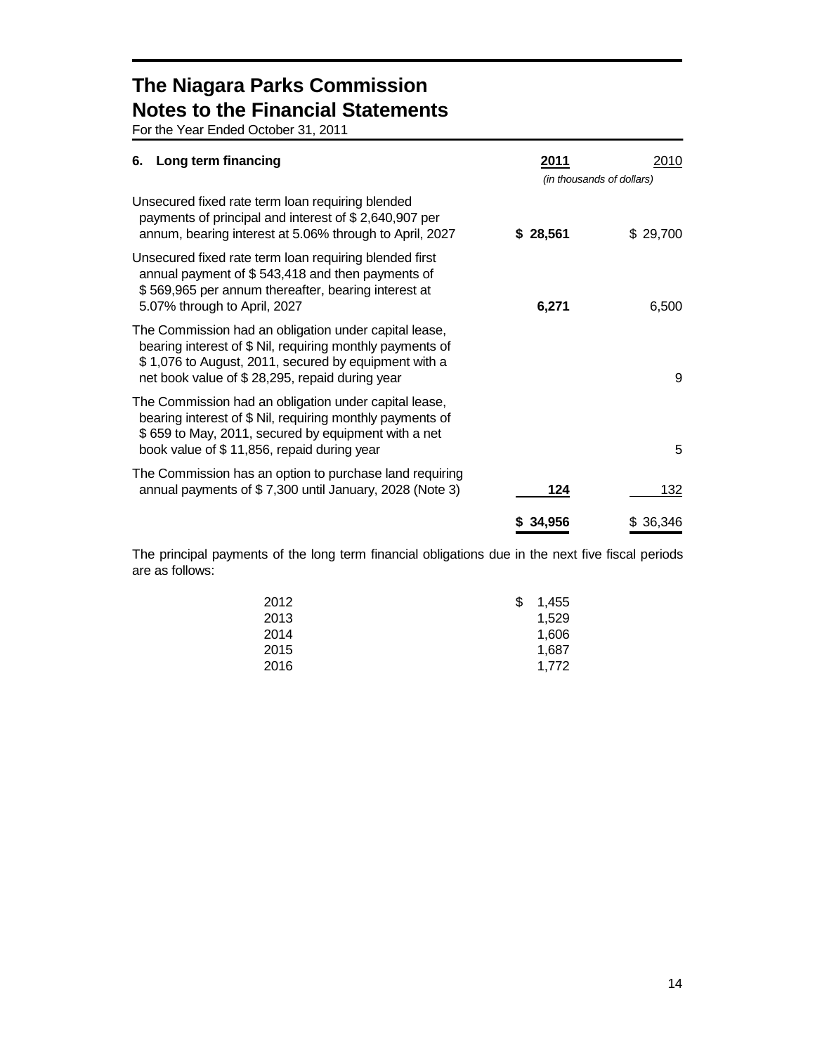# The Niagara Parks Commission
# Notes to the Financial Statements

For the Year Ended October 31, 2011

| 6. **Long term financing** | **2011** | 2010 |
|---|---|---|
| | *(in thousands of dollars)* | |
| Unsecured fixed rate term loan requiring blended payments of principal and interest of $ 2,640,907 per annum, bearing interest at 5.06% through to April, 2027 | **$ 28,561** | $ 29,700 |
| Unsecured fixed rate term loan requiring blended first annual payment of $ 543,418 and then payments of $ 569,965 per annum thereafter, bearing interest at 5.07% through to April, 2027 | **6,271** | 6,500 |
| The Commission had an obligation under capital lease, bearing interest of $ Nil, requiring monthly payments of $ 1,076 to August, 2011, secured by equipment with a net book value of $ 28,295, repaid during year | | 9 |
| The Commission had an obligation under capital lease, bearing interest of $ Nil, requiring monthly payments of $ 659 to May, 2011, secured by equipment with a net book value of $ 11,856, repaid during year | | 5 |
| The Commission has an option to purchase land requiring annual payments of $ 7,300 until January, 2028 (Note 3) | **124** | 132 |
| | **$ 34,956** | $ 36,346 |

The principal payments of the long term financial obligations due in the next five fiscal periods are as follows:

| | |
|---|---|
| 2012 | $ 1,455 |
| 2013 | 1,529 |
| 2014 | 1,606 |
| 2015 | 1,687 |
| 2016 | 1,772 |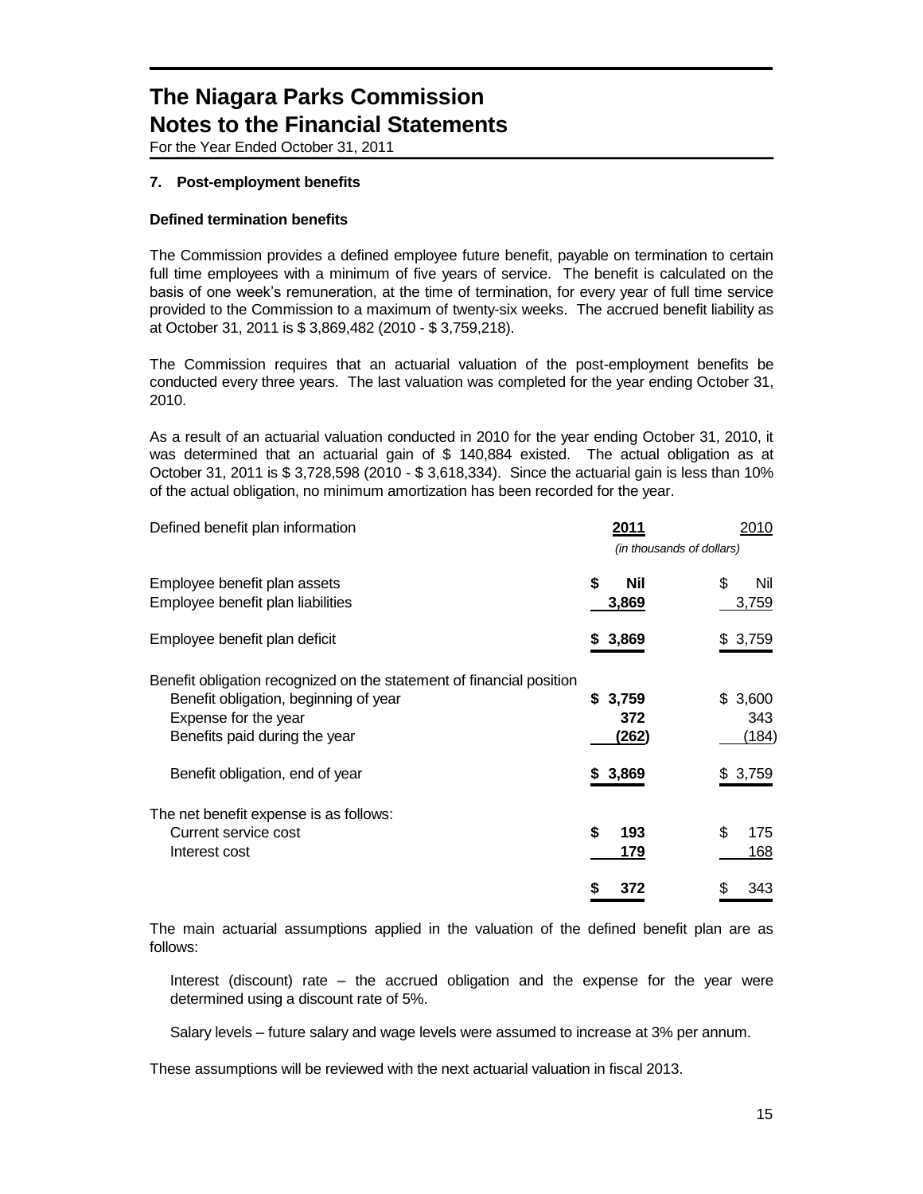# The Niagara Parks Commission
# Notes to the Financial Statements

For the Year Ended October 31, 2011

### 7. Post-employment benefits

**Defined termination benefits**

The Commission provides a defined employee future benefit, payable on termination to certain full time employees with a minimum of five years of service. The benefit is calculated on the basis of one week's remuneration, at the time of termination, for every year of full time service provided to the Commission to a maximum of twenty-six weeks. The accrued benefit liability as at October 31, 2011 is $ 3,869,482 (2010 - $ 3,759,218).

The Commission requires that an actuarial valuation of the post-employment benefits be conducted every three years. The last valuation was completed for the year ending October 31, 2010.

As a result of an actuarial valuation conducted in 2010 for the year ending October 31, 2010, it was determined that an actuarial gain of $ 140,884 existed. The actual obligation as at October 31, 2011 is $ 3,728,598 (2010 - $ 3,618,334). Since the actuarial gain is less than 10% of the actual obligation, no minimum amortization has been recorded for the year.

| Defined benefit plan information | **2011** | 2010 |
|---|---|---|
| | *(in thousands of dollars)* | |
| Employee benefit plan assets | **$ Nil** | $ Nil |
| Employee benefit plan liabilities | **3,869** | 3,759 |
| Employee benefit plan deficit | **$ 3,869** | $ 3,759 |
| Benefit obligation recognized on the statement of financial position | | |
| Benefit obligation, beginning of year | **$ 3,759** | $ 3,600 |
| Expense for the year | **372** | 343 |
| Benefits paid during the year | **(262)** | (184) |
| Benefit obligation, end of year | **$ 3,869** | $ 3,759 |
| The net benefit expense is as follows: | | |
| Current service cost | **$ 193** | $ 175 |
| Interest cost | **179** | 168 |
| | **$ 372** | $ 343 |

The main actuarial assumptions applied in the valuation of the defined benefit plan are as follows:

Interest (discount) rate – the accrued obligation and the expense for the year were determined using a discount rate of 5%.

Salary levels – future salary and wage levels were assumed to increase at 3% per annum.

These assumptions will be reviewed with the next actuarial valuation in fiscal 2013.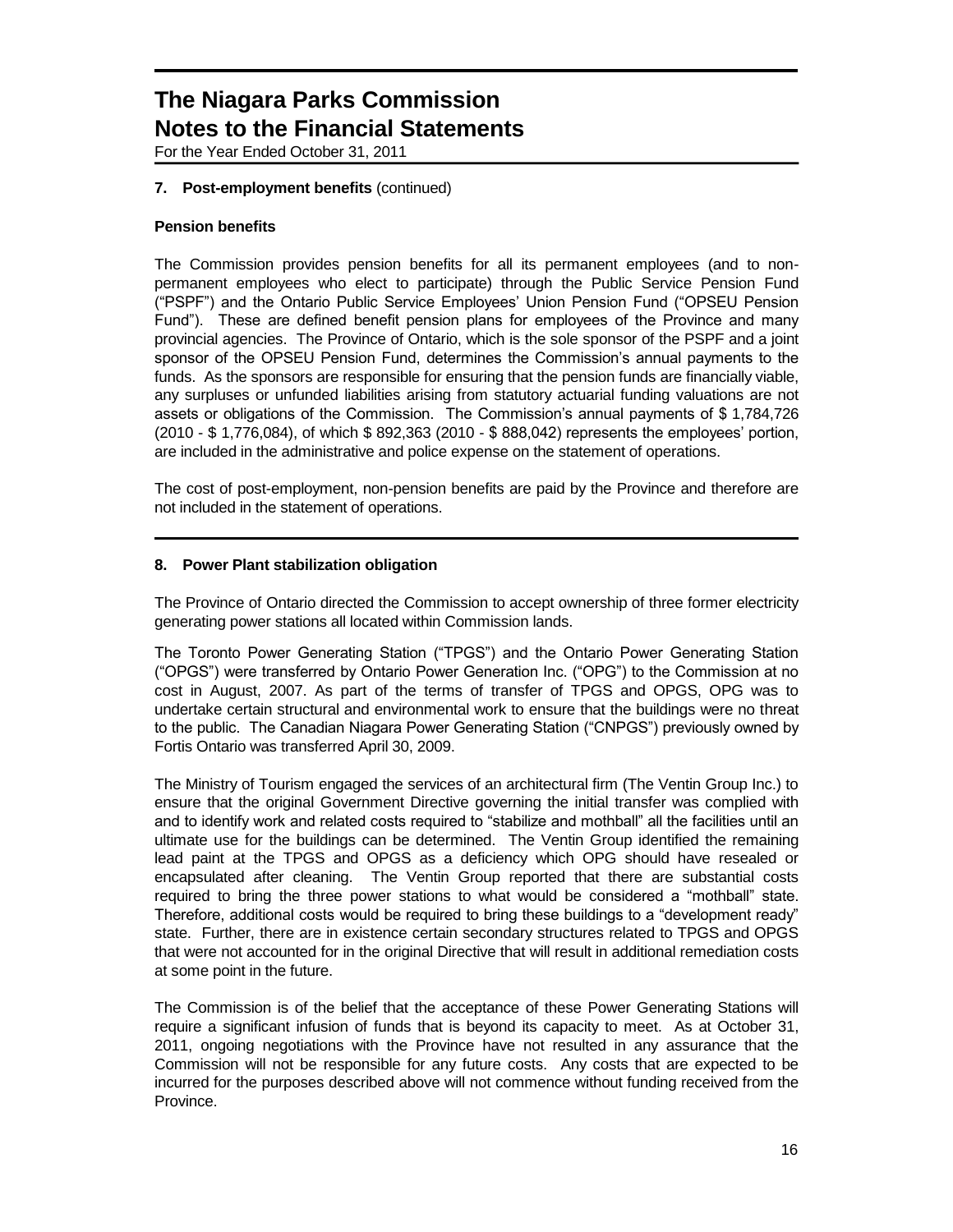# The Niagara Parks Commission
# Notes to the Financial Statements

For the Year Ended October 31, 2011

### 7. Post-employment benefits (continued)

#### Pension benefits

The Commission provides pension benefits for all its permanent employees (and to non-permanent employees who elect to participate) through the Public Service Pension Fund ("PSPF") and the Ontario Public Service Employees' Union Pension Fund ("OPSEU Pension Fund"). These are defined benefit pension plans for employees of the Province and many provincial agencies. The Province of Ontario, which is the sole sponsor of the PSPF and a joint sponsor of the OPSEU Pension Fund, determines the Commission's annual payments to the funds. As the sponsors are responsible for ensuring that the pension funds are financially viable, any surpluses or unfunded liabilities arising from statutory actuarial funding valuations are not assets or obligations of the Commission. The Commission's annual payments of $ 1,784,726 (2010 - $ 1,776,084), of which $ 892,363 (2010 - $ 888,042) represents the employees' portion, are included in the administrative and police expense on the statement of operations.

The cost of post-employment, non-pension benefits are paid by the Province and therefore are not included in the statement of operations.

### 8. Power Plant stabilization obligation

The Province of Ontario directed the Commission to accept ownership of three former electricity generating power stations all located within Commission lands.

The Toronto Power Generating Station ("TPGS") and the Ontario Power Generating Station ("OPGS") were transferred by Ontario Power Generation Inc. ("OPG") to the Commission at no cost in August, 2007. As part of the terms of transfer of TPGS and OPGS, OPG was to undertake certain structural and environmental work to ensure that the buildings were no threat to the public. The Canadian Niagara Power Generating Station ("CNPGS") previously owned by Fortis Ontario was transferred April 30, 2009.

The Ministry of Tourism engaged the services of an architectural firm (The Ventin Group Inc.) to ensure that the original Government Directive governing the initial transfer was complied with and to identify work and related costs required to "stabilize and mothball" all the facilities until an ultimate use for the buildings can be determined. The Ventin Group identified the remaining lead paint at the TPGS and OPGS as a deficiency which OPG should have resealed or encapsulated after cleaning. The Ventin Group reported that there are substantial costs required to bring the three power stations to what would be considered a "mothball" state. Therefore, additional costs would be required to bring these buildings to a "development ready" state. Further, there are in existence certain secondary structures related to TPGS and OPGS that were not accounted for in the original Directive that will result in additional remediation costs at some point in the future.

The Commission is of the belief that the acceptance of these Power Generating Stations will require a significant infusion of funds that is beyond its capacity to meet. As at October 31, 2011, ongoing negotiations with the Province have not resulted in any assurance that the Commission will not be responsible for any future costs. Any costs that are expected to be incurred for the purposes described above will not commence without funding received from the Province.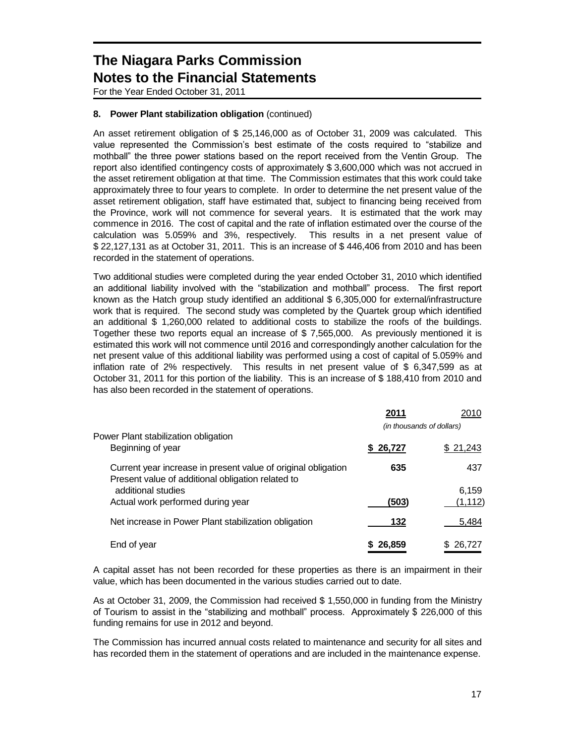## 8. Power Plant stabilization obligation (continued)

An asset retirement obligation of $ 25,146,000 as of October 31, 2009 was calculated. This value represented the Commission's best estimate of the costs required to "stabilize and mothball" the three power stations based on the report received from the Ventin Group. The report also identified contingency costs of approximately $ 3,600,000 which was not accrued in the asset retirement obligation at that time. The Commission estimates that this work could take approximately three to four years to complete. In order to determine the net present value of the asset retirement obligation, staff have estimated that, subject to financing being received from the Province, work will not commence for several years. It is estimated that the work may commence in 2016. The cost of capital and the rate of inflation estimated over the course of the calculation was 5.059% and 3%, respectively. This results in a net present value of $ 22,127,131 as at October 31, 2011. This is an increase of $ 446,406 from 2010 and has been recorded in the statement of operations.

Two additional studies were completed during the year ended October 31, 2010 which identified an additional liability involved with the "stabilization and mothball" process. The first report known as the Hatch group study identified an additional $ 6,305,000 for external/infrastructure work that is required. The second study was completed by the Quartek group which identified an additional $ 1,260,000 related to additional costs to stabilize the roofs of the buildings. Together these two reports equal an increase of $ 7,565,000. As previously mentioned it is estimated this work will not commence until 2016 and correspondingly another calculation for the net present value of this additional liability was performed using a cost of capital of 5.059% and inflation rate of 2% respectively. This results in net present value of $ 6,347,599 as at October 31, 2011 for this portion of the liability. This is an increase of $ 188,410 from 2010 and has also been recorded in the statement of operations.

| | **2011** | 2010 |
|---|---|---|
| | *(in thousands of dollars)* | |
| Power Plant stabilization obligation | | |
| Beginning of year | **$ 26,727** | $ 21,243 |
| Current year increase in present value of original obligation | **635** | 437 |
| Present value of additional obligation related to additional studies | | 6,159 |
| Actual work performed during year | **(503)** | (1,112) |
| Net increase in Power Plant stabilization obligation | **132** | 5,484 |
| End of year | **$ 26,859** | $ 26,727 |

A capital asset has not been recorded for these properties as there is an impairment in their value, which has been documented in the various studies carried out to date.

As at October 31, 2009, the Commission had received $ 1,550,000 in funding from the Ministry of Tourism to assist in the "stabilizing and mothball" process. Approximately $ 226,000 of this funding remains for use in 2012 and beyond.

The Commission has incurred annual costs related to maintenance and security for all sites and has recorded them in the statement of operations and are included in the maintenance expense.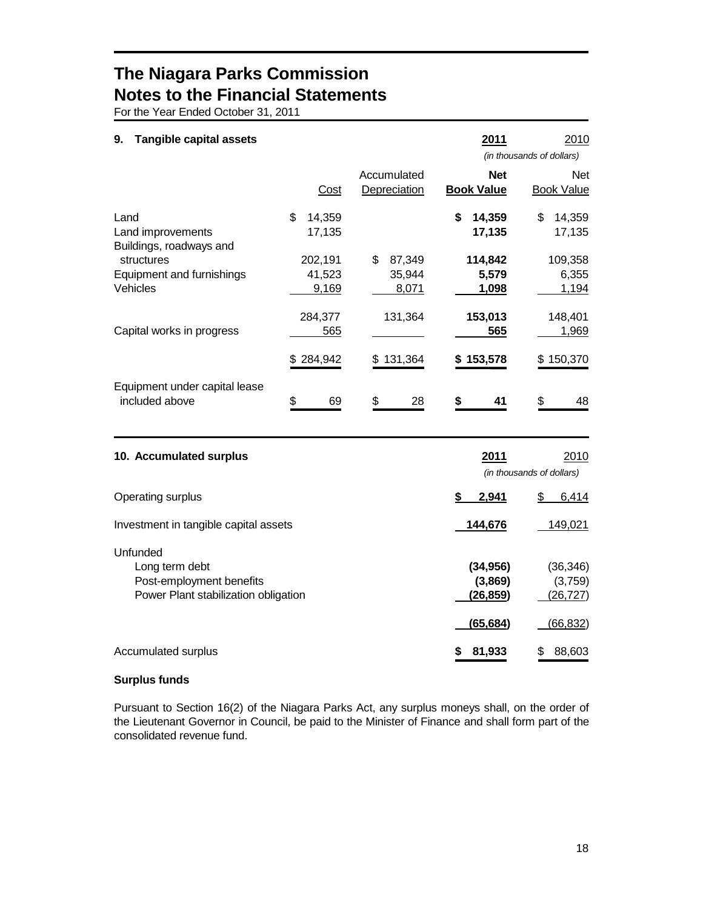# The Niagara Parks Commission
## Notes to the Financial Statements

For the Year Ended October 31, 2011

### 9. Tangible capital assets

| | | | **2011** | 2010 |
|---|---|---|---|---|
| | | | *(in thousands of dollars)* | |
| | Cost | Accumulated Depreciation | **Net Book Value** | Net Book Value |
| Land | $ 14,359 | | **$ 14,359** | $ 14,359 |
| Land improvements | 17,135 | | **17,135** | 17,135 |
| Buildings, roadways and structures | 202,191 | $ 87,349 | **114,842** | 109,358 |
| Equipment and furnishings | 41,523 | 35,944 | **5,579** | 6,355 |
| Vehicles | 9,169 | 8,071 | **1,098** | 1,194 |
| | 284,377 | 131,364 | **153,013** | 148,401 |
| Capital works in progress | 565 | | **565** | 1,969 |
| | $ 284,942 | $ 131,364 | **$ 153,578** | $ 150,370 |
| Equipment under capital lease included above | $ 69 | $ 28 | **$ 41** | $ 48 |

### 10. Accumulated surplus

| | **2011** | 2010 |
|---|---|---|
| | *(in thousands of dollars)* | |
| Operating surplus | **$ 2,941** | $ 6,414 |
| Investment in tangible capital assets | **144,676** | 149,021 |
| Unfunded | | |
| Long term debt | **(34,956)** | (36,346) |
| Post-employment benefits | **(3,869)** | (3,759) |
| Power Plant stabilization obligation | **(26,859)** | (26,727) |
| | **(65,684)** | (66,832) |
| Accumulated surplus | **$ 81,933** | $ 88,603 |

**Surplus funds**

Pursuant to Section 16(2) of the Niagara Parks Act, any surplus moneys shall, on the order of the Lieutenant Governor in Council, be paid to the Minister of Finance and shall form part of the consolidated revenue fund.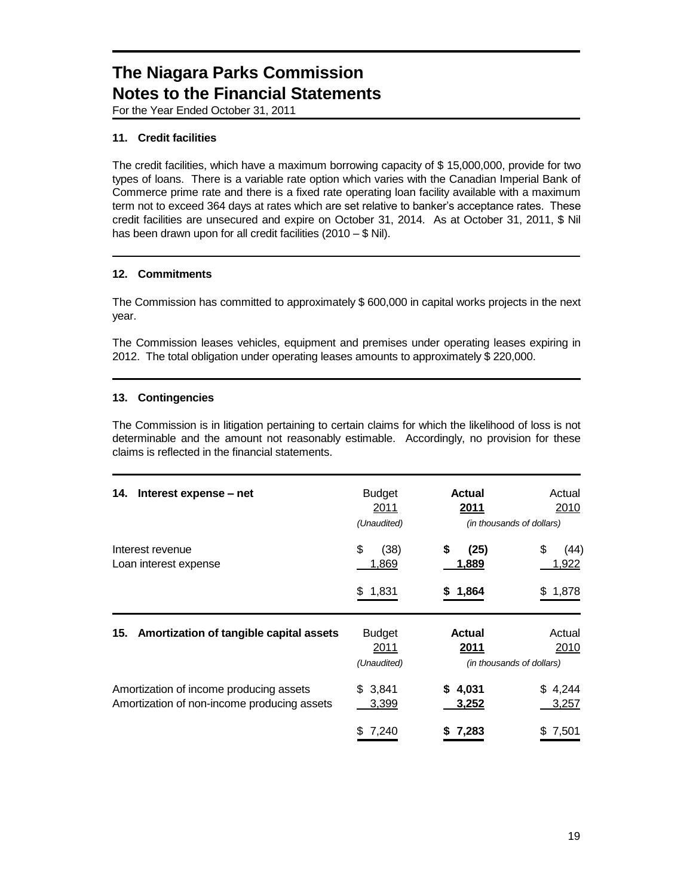# The Niagara Parks Commission
## Notes to the Financial Statements
For the Year Ended October 31, 2011

### 11. Credit facilities

The credit facilities, which have a maximum borrowing capacity of $ 15,000,000, provide for two types of loans. There is a variable rate option which varies with the Canadian Imperial Bank of Commerce prime rate and there is a fixed rate operating loan facility available with a maximum term not to exceed 364 days at rates which are set relative to banker's acceptance rates. These credit facilities are unsecured and expire on October 31, 2014. As at October 31, 2011, $ Nil has been drawn upon for all credit facilities (2010 – $ Nil).

### 12. Commitments

The Commission has committed to approximately $ 600,000 in capital works projects in the next year.

The Commission leases vehicles, equipment and premises under operating leases expiring in 2012. The total obligation under operating leases amounts to approximately $ 220,000.

### 13. Contingencies

The Commission is in litigation pertaining to certain claims for which the likelihood of loss is not determinable and the amount not reasonably estimable. Accordingly, no provision for these claims is reflected in the financial statements.

### 14. Interest expense – net

| | Budget 2011 *(Unaudited)* | **Actual 2011** | Actual 2010 |
|---|---|---|---|
| | | *(in thousands of dollars)* | |
| Interest revenue | $ (38) | **$ (25)** | $ (44) |
| Loan interest expense | 1,869 | **1,889** | 1,922 |
| | $ 1,831 | **$ 1,864** | $ 1,878 |

### 15. Amortization of tangible capital assets

| | Budget 2011 *(Unaudited)* | **Actual 2011** | Actual 2010 |
|---|---|---|---|
| | | *(in thousands of dollars)* | |
| Amortization of income producing assets | $ 3,841 | **$ 4,031** | $ 4,244 |
| Amortization of non-income producing assets | 3,399 | **3,252** | 3,257 |
| | $ 7,240 | **$ 7,283** | $ 7,501 |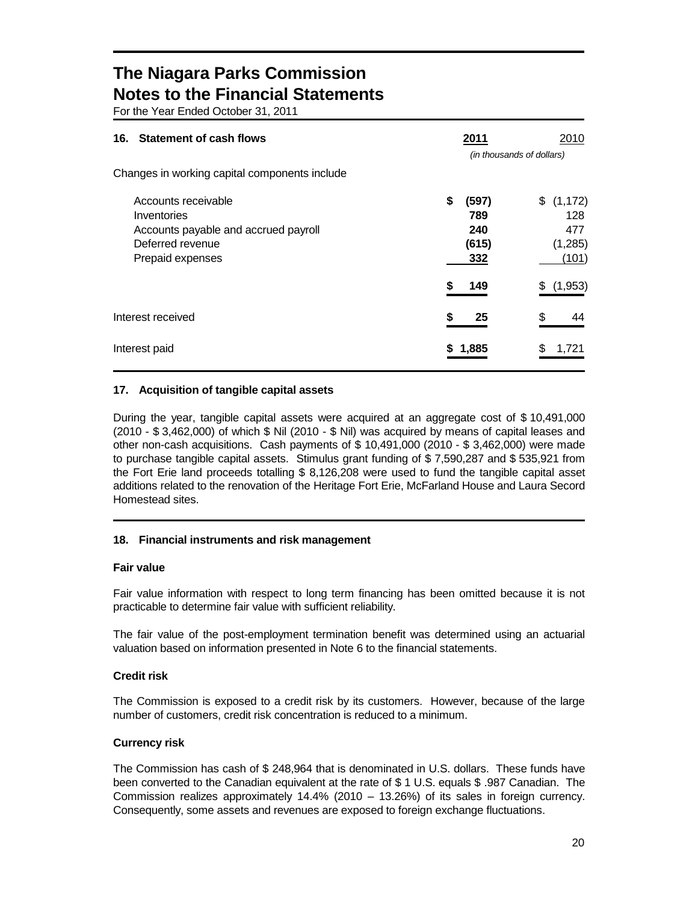# The Niagara Parks Commission
# Notes to the Financial Statements

For the Year Ended October 31, 2011

| 16. Statement of cash flows | **2011** | 2010 |
|---|---|---|
| | *(in thousands of dollars)* | |
| Changes in working capital components include | | |
| Accounts receivable | **$ (597)** | $ (1,172) |
| Inventories | **789** | 128 |
| Accounts payable and accrued payroll | **240** | 477 |
| Deferred revenue | **(615)** | (1,285) |
| Prepaid expenses | **332** | (101) |
| | **$ 149** | $ (1,953) |
| Interest received | **$ 25** | $ 44 |
| Interest paid | **$ 1,885** | $ 1,721 |

## 17. Acquisition of tangible capital assets

During the year, tangible capital assets were acquired at an aggregate cost of $ 10,491,000 (2010 - $ 3,462,000) of which $ Nil (2010 - $ Nil) was acquired by means of capital leases and other non-cash acquisitions. Cash payments of $ 10,491,000 (2010 - $ 3,462,000) were made to purchase tangible capital assets. Stimulus grant funding of $ 7,590,287 and $ 535,921 from the Fort Erie land proceeds totalling $ 8,126,208 were used to fund the tangible capital asset additions related to the renovation of the Heritage Fort Erie, McFarland House and Laura Secord Homestead sites.

## 18. Financial instruments and risk management

### Fair value

Fair value information with respect to long term financing has been omitted because it is not practicable to determine fair value with sufficient reliability.

The fair value of the post-employment termination benefit was determined using an actuarial valuation based on information presented in Note 6 to the financial statements.

### Credit risk

The Commission is exposed to a credit risk by its customers. However, because of the large number of customers, credit risk concentration is reduced to a minimum.

### Currency risk

The Commission has cash of $ 248,964 that is denominated in U.S. dollars. These funds have been converted to the Canadian equivalent at the rate of $ 1 U.S. equals $ .987 Canadian. The Commission realizes approximately 14.4% (2010 – 13.26%) of its sales in foreign currency. Consequently, some assets and revenues are exposed to foreign exchange fluctuations.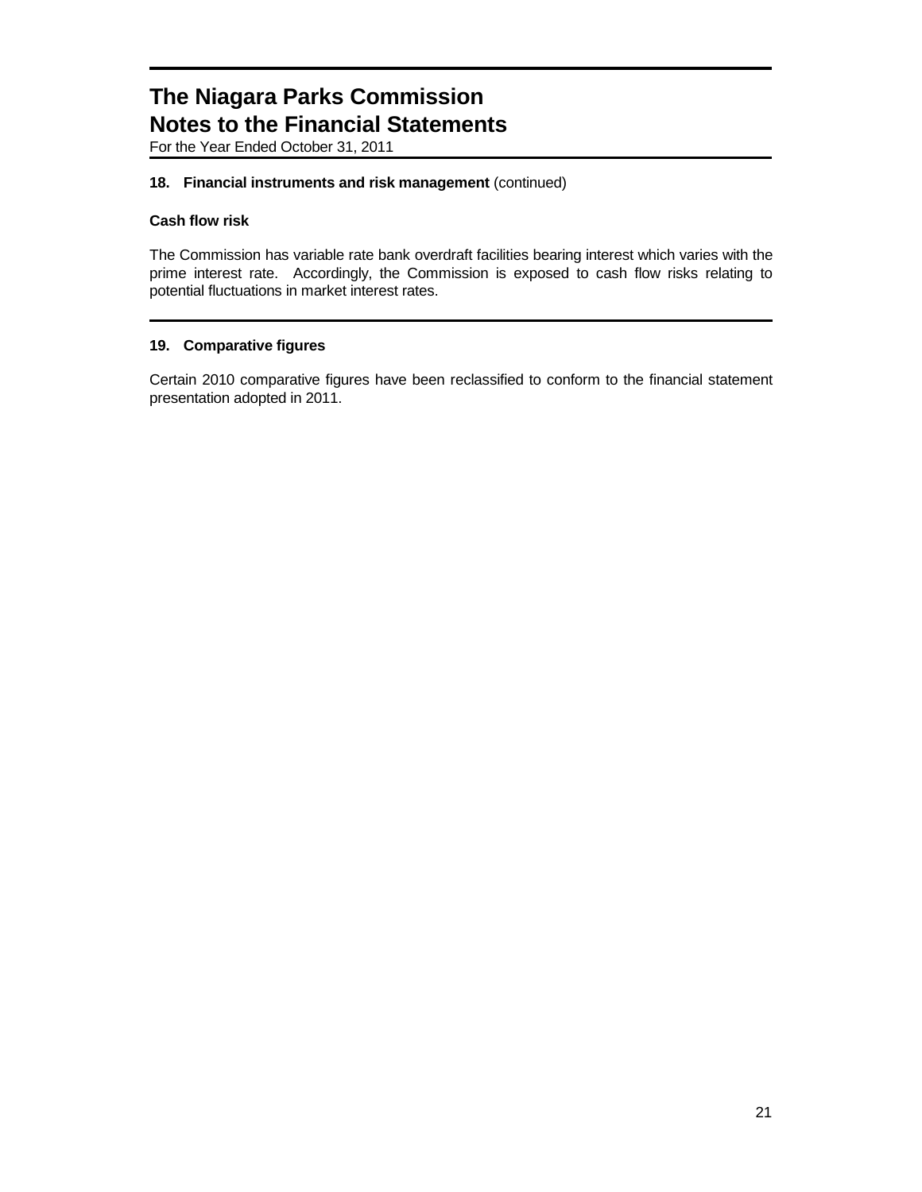# The Niagara Parks Commission
# Notes to the Financial Statements

For the Year Ended October 31, 2011

## 18. Financial instruments and risk management (continued)

### Cash flow risk

The Commission has variable rate bank overdraft facilities bearing interest which varies with the prime interest rate. Accordingly, the Commission is exposed to cash flow risks relating to potential fluctuations in market interest rates.

## 19. Comparative figures

Certain 2010 comparative figures have been reclassified to conform to the financial statement presentation adopted in 2011.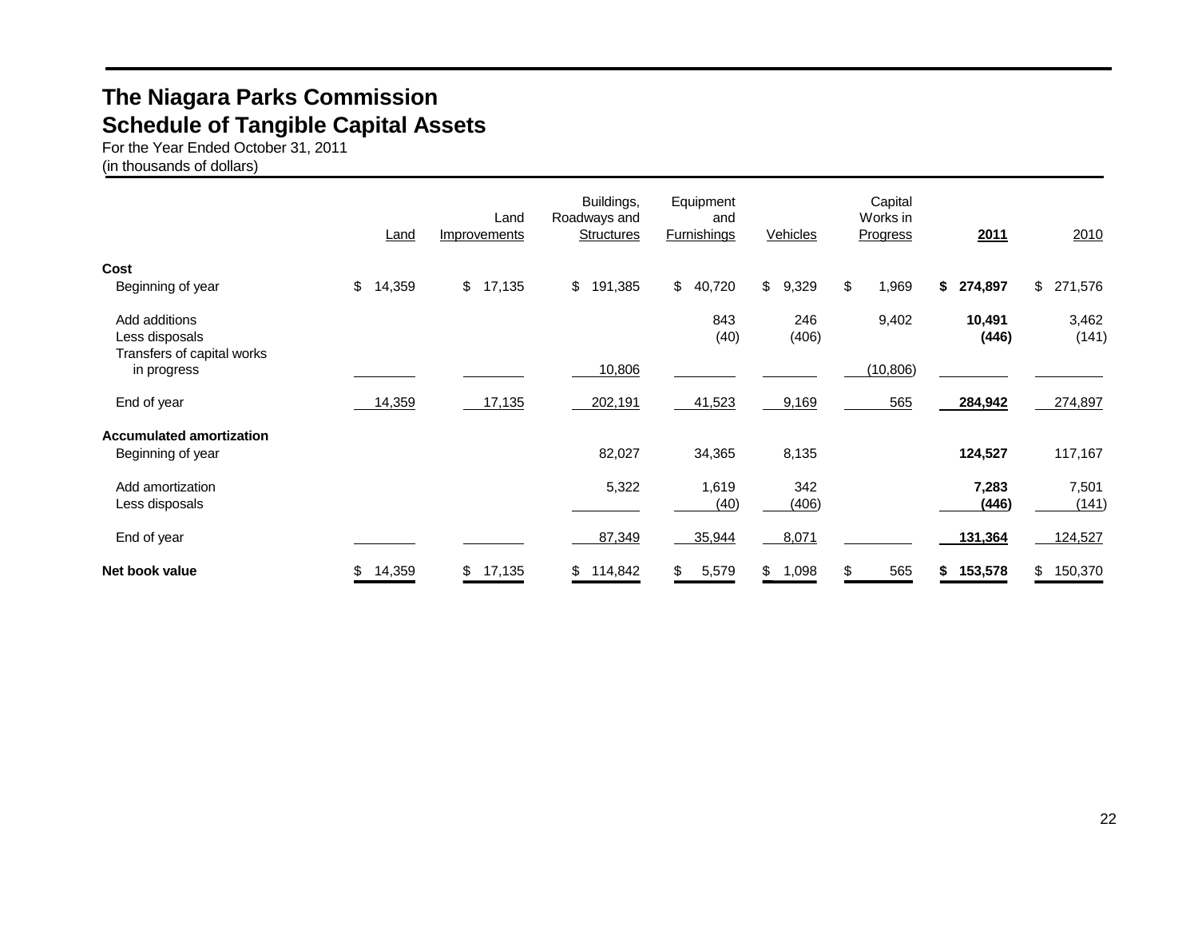# The Niagara Parks Commission
## Schedule of Tangible Capital Assets

For the Year Ended October 31, 2011
(in thousands of dollars)

| | Land | Land Improvements | Buildings, Roadways and Structures | Equipment and Furnishings | Vehicles | Capital Works in Progress | **2011** | 2010 |
|---|---|---|---|---|---|---|---|---|
| **Cost** | | | | | | | | |
| Beginning of year | $ 14,359 | $ 17,135 | $ 191,385 | $ 40,720 | $ 9,329 | $ 1,969 | **$ 274,897** | $ 271,576 |
| Add additions | | | | 843 | 246 | 9,402 | **10,491** | 3,462 |
| Less disposals | | | | (40) | (406) | | **(446)** | (141) |
| Transfers of capital works in progress | | | 10,806 | | | (10,806) | | |
| End of year | 14,359 | 17,135 | 202,191 | 41,523 | 9,169 | 565 | **284,942** | 274,897 |
| **Accumulated amortization** | | | | | | | | |
| Beginning of year | | | 82,027 | 34,365 | 8,135 | | **124,527** | 117,167 |
| Add amortization | | | 5,322 | 1,619 | 342 | | **7,283** | 7,501 |
| Less disposals | | | | (40) | (406) | | **(446)** | (141) |
| End of year | | | 87,349 | 35,944 | 8,071 | | **131,364** | 124,527 |
| **Net book value** | $ 14,359 | $ 17,135 | $ 114,842 | $ 5,579 | $ 1,098 | $ 565 | **$ 153,578** | $ 150,370 |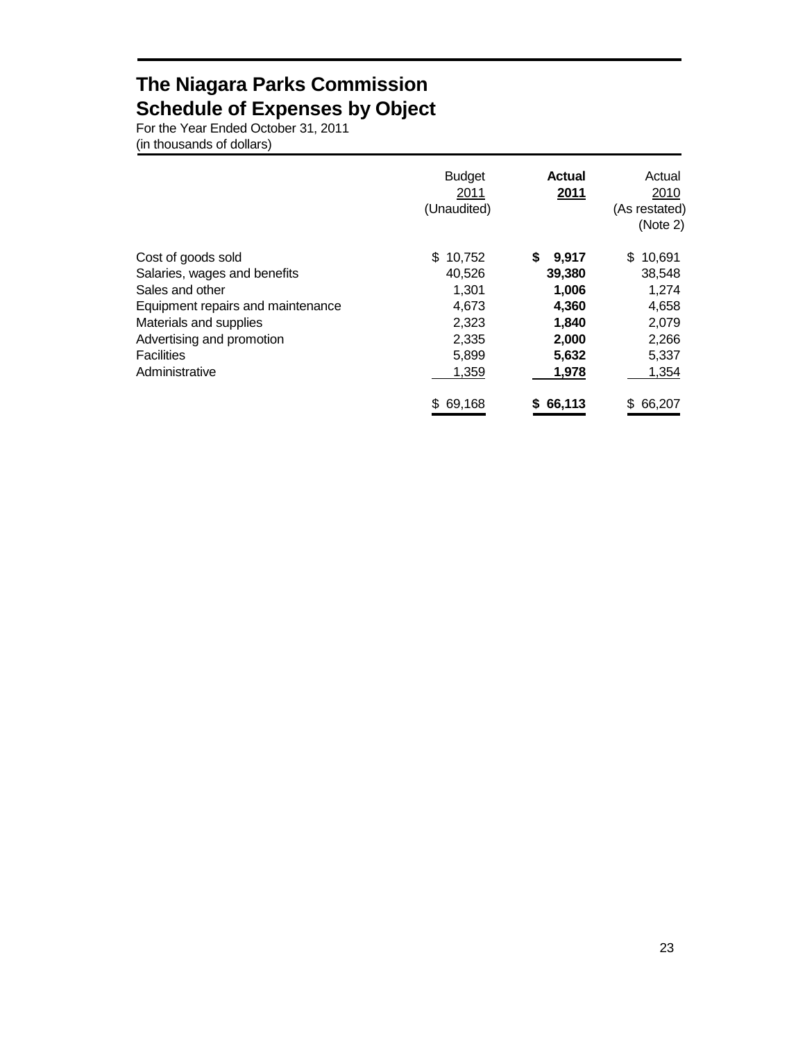# The Niagara Parks Commission
# Schedule of Expenses by Object

For the Year Ended October 31, 2011
(in thousands of dollars)

| | Budget 2011 (Unaudited) | **Actual 2011** | Actual 2010 (As restated) (Note 2) |
|---|---|---|---|
| Cost of goods sold | $ 10,752 | **$ 9,917** | $ 10,691 |
| Salaries, wages and benefits | 40,526 | **39,380** | 38,548 |
| Sales and other | 1,301 | **1,006** | 1,274 |
| Equipment repairs and maintenance | 4,673 | **4,360** | 4,658 |
| Materials and supplies | 2,323 | **1,840** | 2,079 |
| Advertising and promotion | 2,335 | **2,000** | 2,266 |
| Facilities | 5,899 | **5,632** | 5,337 |
| Administrative | 1,359 | **1,978** | 1,354 |
| | $ 69,168 | **$ 66,113** | $ 66,207 |